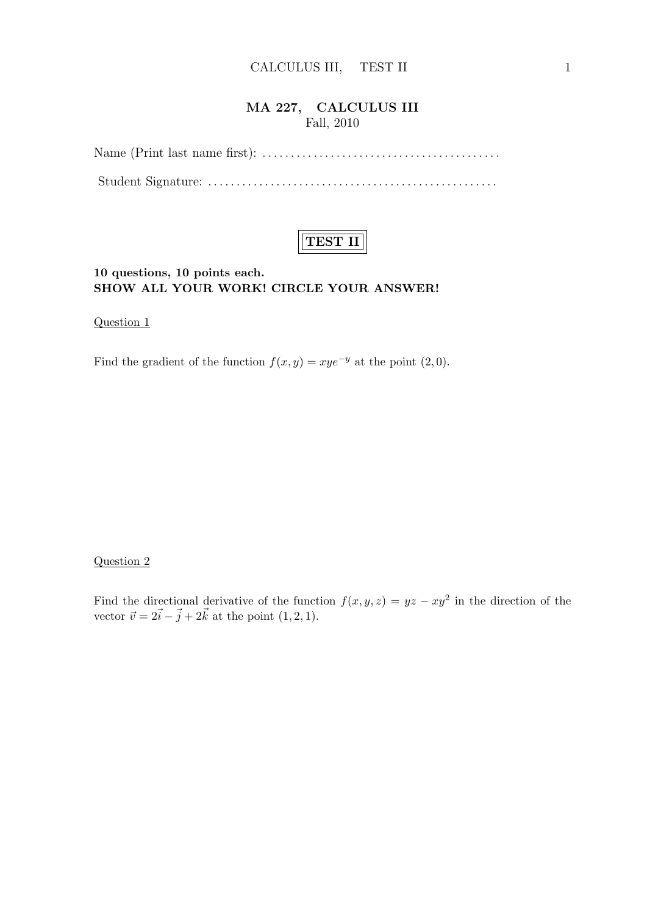**MA 227, CALCULUS III**
Fall, 2010

Name (Print last name first): .........................................

Student Signature: .................................................

# TEST II

**10 questions, 10 points each.**
**SHOW ALL YOUR WORK! CIRCLE YOUR ANSWER!**

Question 1

Find the gradient of the function $f(x, y) = xye^{-y}$ at the point $(2, 0)$.

Question 2

Find the directional derivative of the function $f(x, y, z) = yz - xy^2$ in the direction of the vector $\vec{v} = 2\vec{i} - \vec{j} + 2\vec{k}$ at the point $(1, 2, 1)$.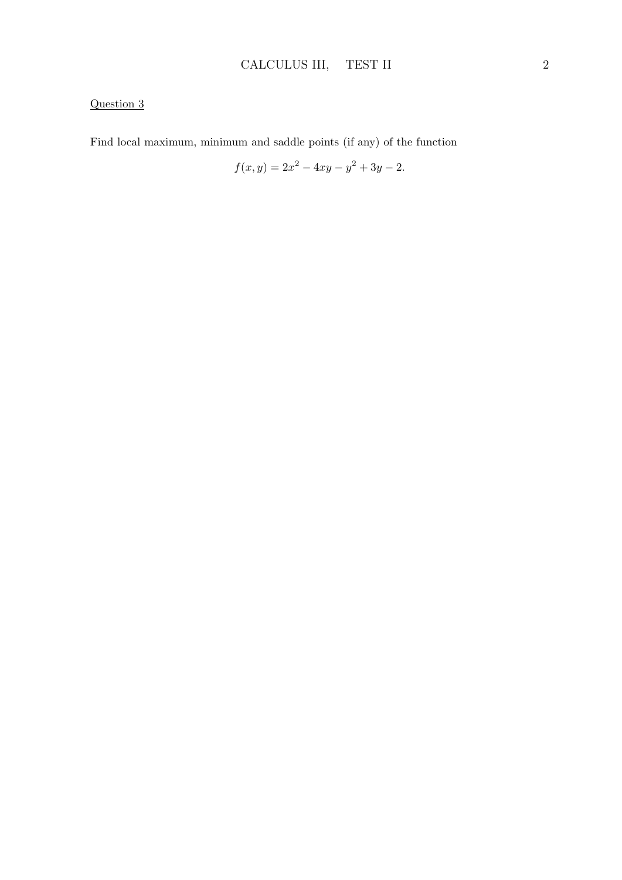Question 3

Find local maximum, minimum and saddle points (if any) of the function

$$f(x, y) = 2x^2 - 4xy - y^2 + 3y - 2.$$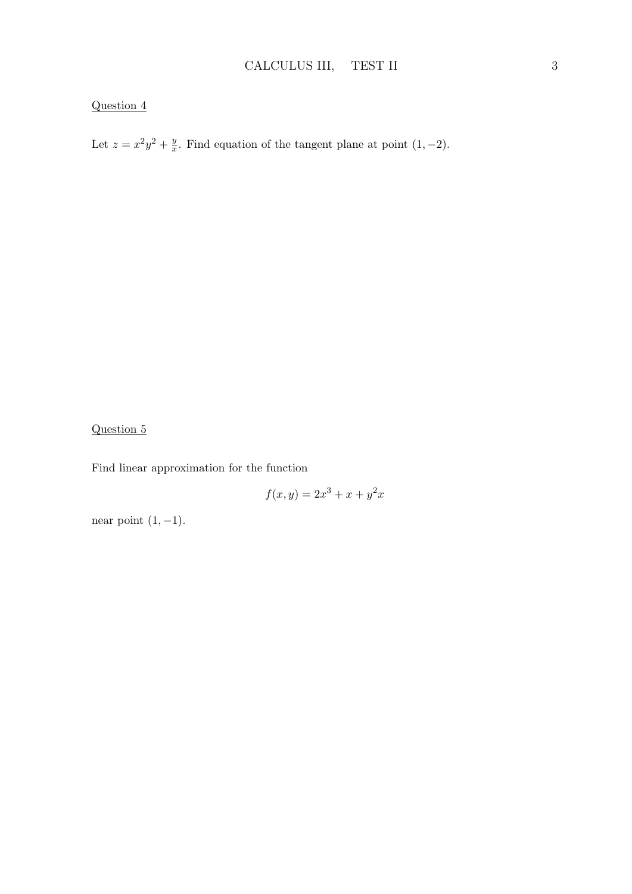<u>Question 4</u>

Let $z = x^2y^2 + \frac{y}{x}$. Find equation of the tangent plane at point $(1, -2)$.

<u>Question 5</u>

Find linear approximation for the function

$$f(x, y) = 2x^3 + x + y^2x$$

near point $(1, -1)$.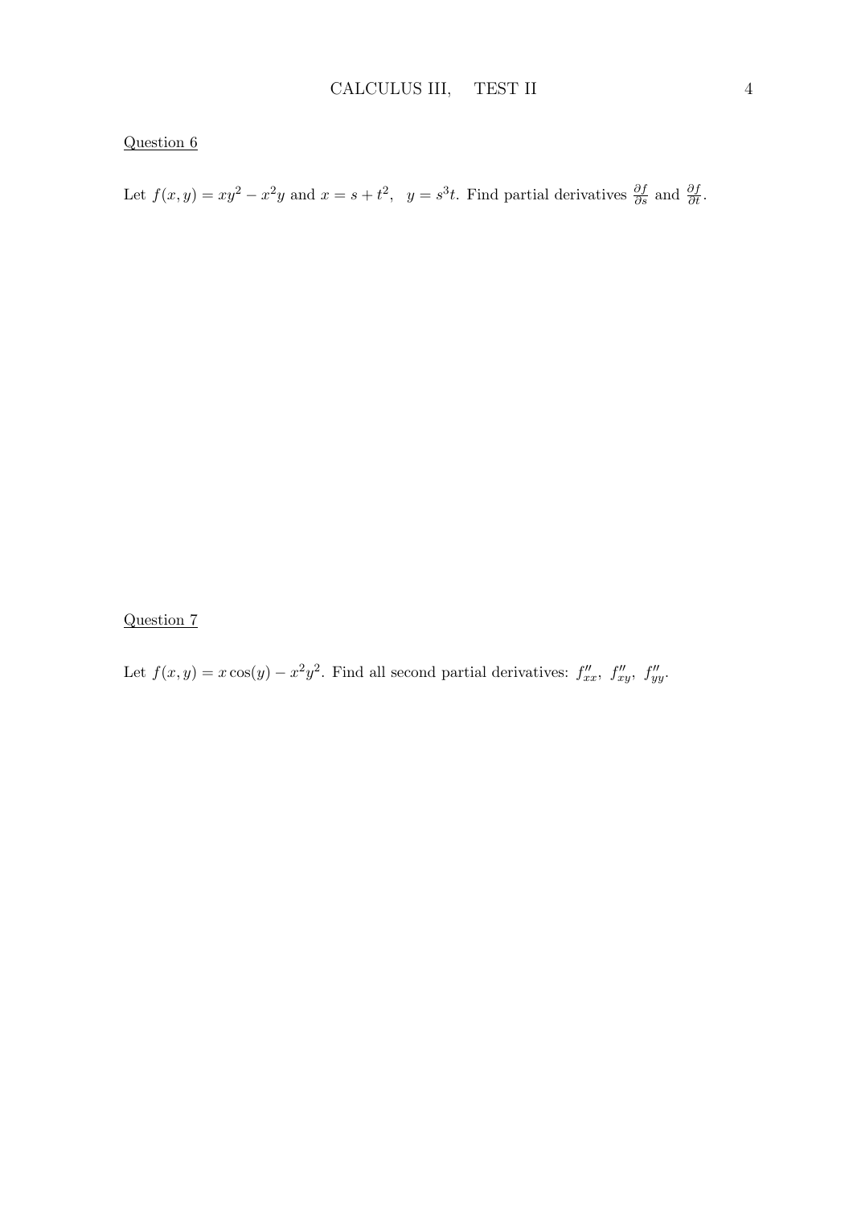<u>Question 6</u>

Let $f(x,y) = xy^2 - x^2y$ and $x = s + t^2$, $\;y = s^3t$. Find partial derivatives $\frac{\partial f}{\partial s}$ and $\frac{\partial f}{\partial t}$.

<u>Question 7</u>

Let $f(x,y) = x\cos(y) - x^2y^2$. Find all second partial derivatives: $f''_{xx}$, $f''_{xy}$, $f''_{yy}$.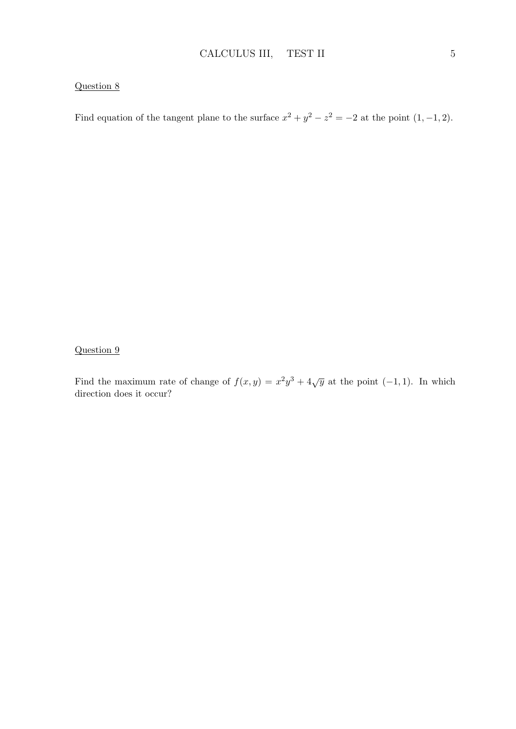Question 8

Find equation of the tangent plane to the surface $x^2 + y^2 - z^2 = -2$ at the point $(1, -1, 2)$.

Question 9

Find the maximum rate of change of $f(x, y) = x^2y^3 + 4\sqrt{y}$ at the point $(-1, 1)$. In which direction does it occur?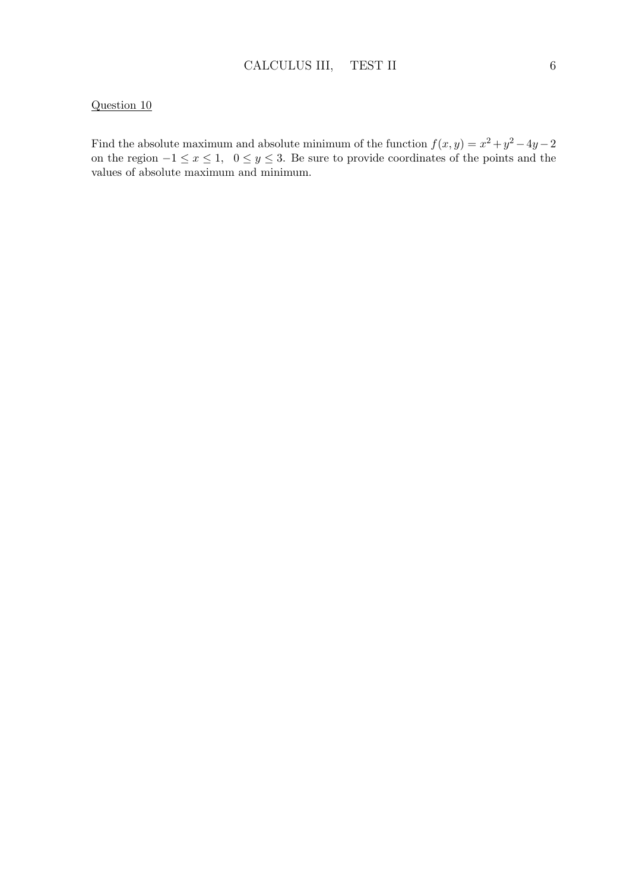Question 10

Find the absolute maximum and absolute minimum of the function $f(x, y) = x^2 + y^2 - 4y - 2$ on the region $-1 \leq x \leq 1, \quad 0 \leq y \leq 3$. Be sure to provide coordinates of the points and the values of absolute maximum and minimum.